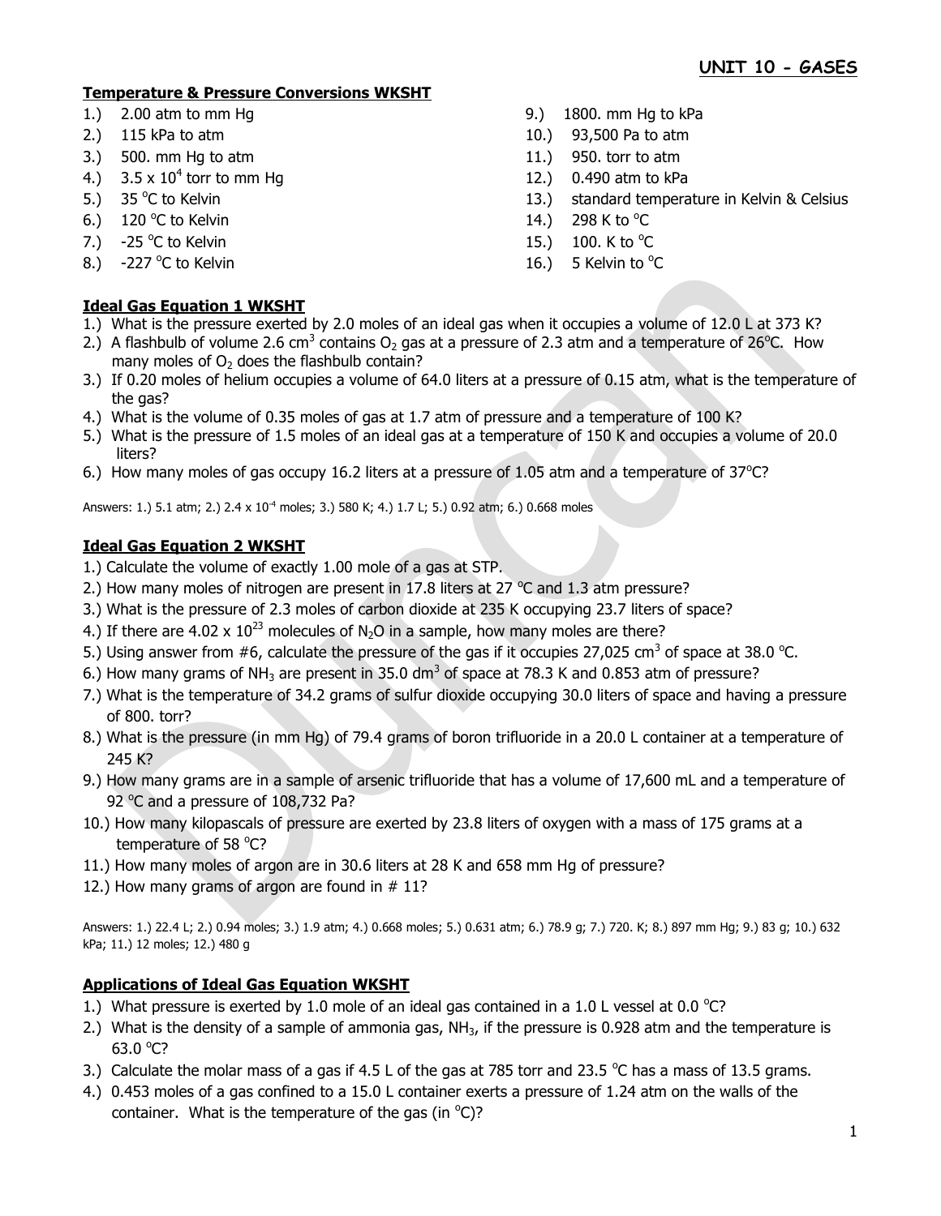## UNIT 10 - GASES

### Temperature & Pressure Conversions WKSHT

1.) 2.00 atm to mm Hg
2.) 115 kPa to atm
3.) 500. mm Hg to atm
4.) $3.5 \times 10^4$ torr to mm Hg
5.) 35 $^oC$ to Kelvin
6.) 120 $^oC$ to Kelvin
7.) -25 $^oC$ to Kelvin
8.) -227 $^oC$ to Kelvin
9.) 1800. mm Hg to kPa
10.) 93,500 Pa to atm
11.) 950. torr to atm
12.) 0.490 atm to kPa
13.) standard temperature in Kelvin & Celsius
14.) 298 K to $^oC$
15.) 100. K to $^oC$
16.) 5 Kelvin to $^oC$

### Ideal Gas Equation 1 WKSHT

1.) What is the pressure exerted by 2.0 moles of an ideal gas when it occupies a volume of 12.0 L at 373 K?
2.) A flashbulb of volume 2.6 $cm^3$ contains $O_2$ gas at a pressure of 2.3 atm and a temperature of 26$^oC$. How many moles of $O_2$ does the flashbulb contain?
3.) If 0.20 moles of helium occupies a volume of 64.0 liters at a pressure of 0.15 atm, what is the temperature of the gas?
4.) What is the volume of 0.35 moles of gas at 1.7 atm of pressure and a temperature of 100 K?
5.) What is the pressure of 1.5 moles of an ideal gas at a temperature of 150 K and occupies a volume of 20.0 liters?
6.) How many moles of gas occupy 16.2 liters at a pressure of 1.05 atm and a temperature of 37$^oC$?

Answers: 1.) 5.1 atm; 2.) $2.4 \times 10^{-4}$ moles; 3.) 580 K; 4.) 1.7 L; 5.) 0.92 atm; 6.) 0.668 moles

### Ideal Gas Equation 2 WKSHT

1.) Calculate the volume of exactly 1.00 mole of a gas at STP.
2.) How many moles of nitrogen are present in 17.8 liters at 27 $^oC$ and 1.3 atm pressure?
3.) What is the pressure of 2.3 moles of carbon dioxide at 235 K occupying 23.7 liters of space?
4.) If there are $4.02 \times 10^{23}$ molecules of $N_2O$ in a sample, how many moles are there?
5.) Using answer from #6, calculate the pressure of the gas if it occupies 27,025 $cm^3$ of space at 38.0 $^oC$.
6.) How many grams of $NH_3$ are present in 35.0 $dm^3$ of space at 78.3 K and 0.853 atm of pressure?
7.) What is the temperature of 34.2 grams of sulfur dioxide occupying 30.0 liters of space and having a pressure of 800. torr?
8.) What is the pressure (in mm Hg) of 79.4 grams of boron trifluoride in a 20.0 L container at a temperature of 245 K?
9.) How many grams are in a sample of arsenic trifluoride that has a volume of 17,600 mL and a temperature of 92 $^oC$ and a pressure of 108,732 Pa?
10.) How many kilopascals of pressure are exerted by 23.8 liters of oxygen with a mass of 175 grams at a temperature of 58 $^oC$?
11.) How many moles of argon are in 30.6 liters at 28 K and 658 mm Hg of pressure?
12.) How many grams of argon are found in # 11?

Answers: 1.) 22.4 L; 2.) 0.94 moles; 3.) 1.9 atm; 4.) 0.668 moles; 5.) 0.631 atm; 6.) 78.9 g; 7.) 720. K; 8.) 897 mm Hg; 9.) 83 g; 10.) 632 kPa; 11.) 12 moles; 12.) 480 g

### Applications of Ideal Gas Equation WKSHT

1.) What pressure is exerted by 1.0 mole of an ideal gas contained in a 1.0 L vessel at 0.0 $^oC$?
2.) What is the density of a sample of ammonia gas, $NH_3$, if the pressure is 0.928 atm and the temperature is 63.0 $^oC$?
3.) Calculate the molar mass of a gas if 4.5 L of the gas at 785 torr and 23.5 $^oC$ has a mass of 13.5 grams.
4.) 0.453 moles of a gas confined to a 15.0 L container exerts a pressure of 1.24 atm on the walls of the container. What is the temperature of the gas (in $^oC$)?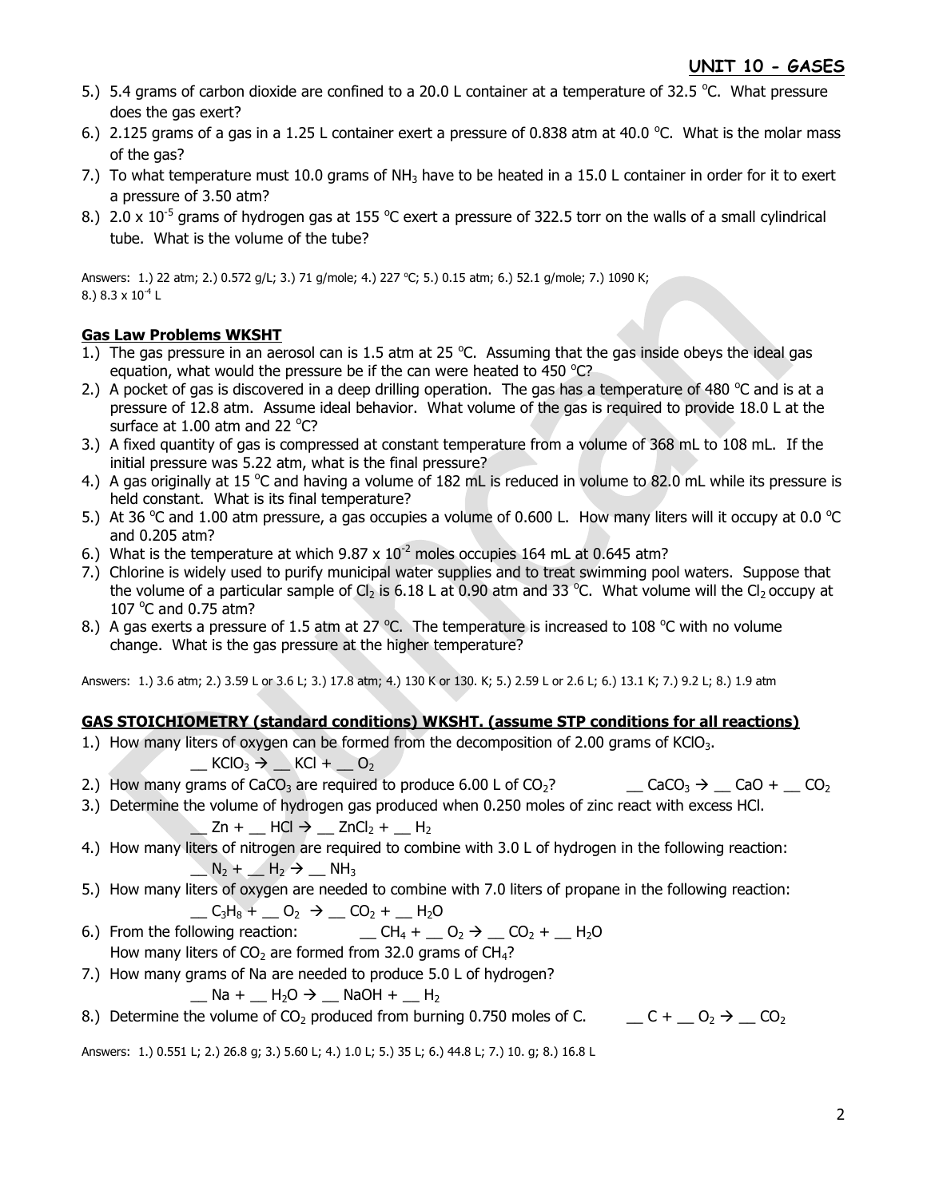5.) 5.4 grams of carbon dioxide are confined to a 20.0 L container at a temperature of 32.5 °C. What pressure does the gas exert?

6.) 2.125 grams of a gas in a 1.25 L container exert a pressure of 0.838 atm at 40.0 °C. What is the molar mass of the gas?

7.) To what temperature must 10.0 grams of $NH_3$ have to be heated in a 15.0 L container in order for it to exert a pressure of 3.50 atm?

8.) $2.0 \times 10^{-5}$ grams of hydrogen gas at 155 °C exert a pressure of 322.5 torr on the walls of a small cylindrical tube. What is the volume of the tube?

Answers: 1.) 22 atm; 2.) 0.572 g/L; 3.) 71 g/mole; 4.) 227 °C; 5.) 0.15 atm; 6.) 52.1 g/mole; 7.) 1090 K; 8.) $8.3 \times 10^{-4}$ L

**Gas Law Problems WKSHT**

1.) The gas pressure in an aerosol can is 1.5 atm at 25 °C. Assuming that the gas inside obeys the ideal gas equation, what would the pressure be if the can were heated to 450 °C?

2.) A pocket of gas is discovered in a deep drilling operation. The gas has a temperature of 480 °C and is at a pressure of 12.8 atm. Assume ideal behavior. What volume of the gas is required to provide 18.0 L at the surface at 1.00 atm and 22 °C?

3.) A fixed quantity of gas is compressed at constant temperature from a volume of 368 mL to 108 mL. If the initial pressure was 5.22 atm, what is the final pressure?

4.) A gas originally at 15 °C and having a volume of 182 mL is reduced in volume to 82.0 mL while its pressure is held constant. What is its final temperature?

5.) At 36 °C and 1.00 atm pressure, a gas occupies a volume of 0.600 L. How many liters will it occupy at 0.0 °C and 0.205 atm?

6.) What is the temperature at which $9.87 \times 10^{-2}$ moles occupies 164 mL at 0.645 atm?

7.) Chlorine is widely used to purify municipal water supplies and to treat swimming pool waters. Suppose that the volume of a particular sample of $Cl_2$ is 6.18 L at 0.90 atm and 33 °C. What volume will the $Cl_2$ occupy at 107 °C and 0.75 atm?

8.) A gas exerts a pressure of 1.5 atm at 27 °C. The temperature is increased to 108 °C with no volume change. What is the gas pressure at the higher temperature?

Answers: 1.) 3.6 atm; 2.) 3.59 L or 3.6 L; 3.) 17.8 atm; 4.) 130 K or 130. K; 5.) 2.59 L or 2.6 L; 6.) 13.1 K; 7.) 9.2 L; 8.) 1.9 atm

**GAS STOICHIOMETRY (standard conditions) WKSHT. (assume STP conditions for all reactions)**

1.) How many liters of oxygen can be formed from the decomposition of 2.00 grams of $KClO_3$.

   __ $KClO_3 \rightarrow$ __ $KCl$ + __ $O_2$

2.) How many grams of $CaCO_3$ are required to produce 6.00 L of $CO_2$?  __ $CaCO_3 \rightarrow$ __ $CaO$ + __ $CO_2$

3.) Determine the volume of hydrogen gas produced when 0.250 moles of zinc react with excess HCl.

   __ $Zn$ + __ $HCl \rightarrow$ __ $ZnCl_2$ + __ $H_2$

4.) How many liters of nitrogen are required to combine with 3.0 L of hydrogen in the following reaction:

   __ $N_2$ + __ $H_2 \rightarrow$ __ $NH_3$

5.) How many liters of oxygen are needed to combine with 7.0 liters of propane in the following reaction:

   __ $C_3H_8$ + __ $O_2 \rightarrow$ __ $CO_2$ + __ $H_2O$

6.) From the following reaction:  __ $CH_4$ + __ $O_2 \rightarrow$ __ $CO_2$ + __ $H_2O$

   How many liters of $CO_2$ are formed from 32.0 grams of $CH_4$?

7.) How many grams of Na are needed to produce 5.0 L of hydrogen?

   __ $Na$ + __ $H_2O \rightarrow$ __ $NaOH$ + __ $H_2$

8.) Determine the volume of $CO_2$ produced from burning 0.750 moles of C.  __ $C$ + __ $O_2 \rightarrow$ __ $CO_2$

Answers: 1.) 0.551 L; 2.) 26.8 g; 3.) 5.60 L; 4.) 1.0 L; 5.) 35 L; 6.) 44.8 L; 7.) 10. g; 8.) 16.8 L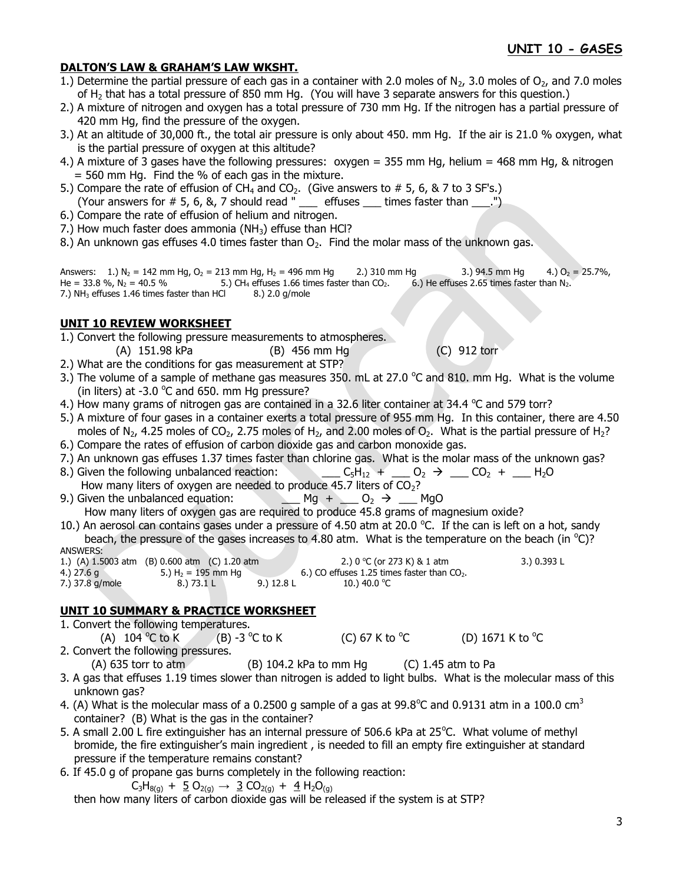## UNIT 10 - GASES

### DALTON'S LAW & GRAHAM'S LAW WKSHT.

1.) Determine the partial pressure of each gas in a container with 2.0 moles of $N_2$, 3.0 moles of $O_2$, and 7.0 moles of $H_2$ that has a total pressure of 850 mm Hg. (You will have 3 separate answers for this question.)
2.) A mixture of nitrogen and oxygen has a total pressure of 730 mm Hg. If the nitrogen has a partial pressure of 420 mm Hg, find the pressure of the oxygen.
3.) At an altitude of 30,000 ft., the total air pressure is only about 450. mm Hg. If the air is 21.0 % oxygen, what is the partial pressure of oxygen at this altitude?
4.) A mixture of 3 gases have the following pressures: oxygen = 355 mm Hg, helium = 468 mm Hg, & nitrogen = 560 mm Hg. Find the % of each gas in the mixture.
5.) Compare the rate of effusion of $CH_4$ and $CO_2$. (Give answers to # 5, 6, & 7 to 3 SF's.) (Your answers for # 5, 6, &, 7 should read " ___ effuses ___ times faster than ___.")
6.) Compare the rate of effusion of helium and nitrogen.
7.) How much faster does ammonia ($NH_3$) effuse than HCl?
8.) An unknown gas effuses 4.0 times faster than $O_2$. Find the molar mass of the unknown gas.

Answers: 1.) $N_2$ = 142 mm Hg, $O_2$ = 213 mm Hg, $H_2$ = 496 mm Hg 2.) 310 mm Hg 3.) 94.5 mm Hg 4.) $O_2$ = 25.7%, He = 33.8 %, $N_2$ = 40.5 % 5.) $CH_4$ effuses 1.66 times faster than $CO_2$. 6.) He effuses 2.65 times faster than $N_2$. 7.) $NH_3$ effuses 1.46 times faster than HCl 8.) 2.0 g/mole

### UNIT 10 REVIEW WORKSHEET

1.) Convert the following pressure measurements to atmospheres.
 (A) 151.98 kPa (B) 456 mm Hg (C) 912 torr
2.) What are the conditions for gas measurement at STP?
3.) The volume of a sample of methane gas measures 350. mL at 27.0 °C and 810. mm Hg. What is the volume (in liters) at -3.0 °C and 650. mm Hg pressure?
4.) How many grams of nitrogen gas are contained in a 32.6 liter container at 34.4 °C and 579 torr?
5.) A mixture of four gases in a container exerts a total pressure of 955 mm Hg. In this container, there are 4.50 moles of $N_2$, 4.25 moles of $CO_2$, 2.75 moles of $H_2$, and 2.00 moles of $O_2$. What is the partial pressure of $H_2$?
6.) Compare the rates of effusion of carbon dioxide gas and carbon monoxide gas.
7.) An unknown gas effuses 1.37 times faster than chlorine gas. What is the molar mass of the unknown gas?
8.) Given the following unbalanced reaction: ___ $C_5H_{12}$ + ___ $O_2$ → ___ $CO_2$ + ___ $H_2O$
 How many liters of oxygen are needed to produce 45.7 liters of $CO_2$?
9.) Given the unbalanced equation: ___ Mg + ___ $O_2$ → ___ MgO
 How many liters of oxygen gas are required to produce 45.8 grams of magnesium oxide?
10.) An aerosol can contains gases under a pressure of 4.50 atm at 20.0 °C. If the can is left on a hot, sandy beach, the pressure of the gases increases to 4.80 atm. What is the temperature on the beach (in °C)?

ANSWERS:
1.) (A) 1.5003 atm (B) 0.600 atm (C) 1.20 atm 2.) 0 °C (or 273 K) & 1 atm 3.) 0.393 L
4.) 27.6 g 5.) $H_2$ = 195 mm Hg 6.) CO effuses 1.25 times faster than $CO_2$.
7.) 37.8 g/mole 8.) 73.1 L 9.) 12.8 L 10.) 40.0 °C

### UNIT 10 SUMMARY & PRACTICE WORKSHEET

1. Convert the following temperatures.
 (A) 104 °C to K (B) -3 °C to K (C) 67 K to °C (D) 1671 K to °C
2. Convert the following pressures.
 (A) 635 torr to atm (B) 104.2 kPa to mm Hg (C) 1.45 atm to Pa
3. A gas that effuses 1.19 times slower than nitrogen is added to light bulbs. What is the molecular mass of this unknown gas?
4. (A) What is the molecular mass of a 0.2500 g sample of a gas at 99.8°C and 0.9131 atm in a 100.0 $cm^3$ container? (B) What is the gas in the container?
5. A small 2.00 L fire extinguisher has an internal pressure of 506.6 kPa at 25°C. What volume of methyl bromide, the fire extinguisher's main ingredient , is needed to fill an empty fire extinguisher at standard pressure if the temperature remains constant?
6. If 45.0 g of propane gas burns completely in the following reaction:

$$C_3H_{8(g)} + \underline{5}\, O_{2(g)} \rightarrow \underline{3}\, CO_{2(g)} + \underline{4}\, H_2O_{(g)}$$

 then how many liters of carbon dioxide gas will be released if the system is at STP?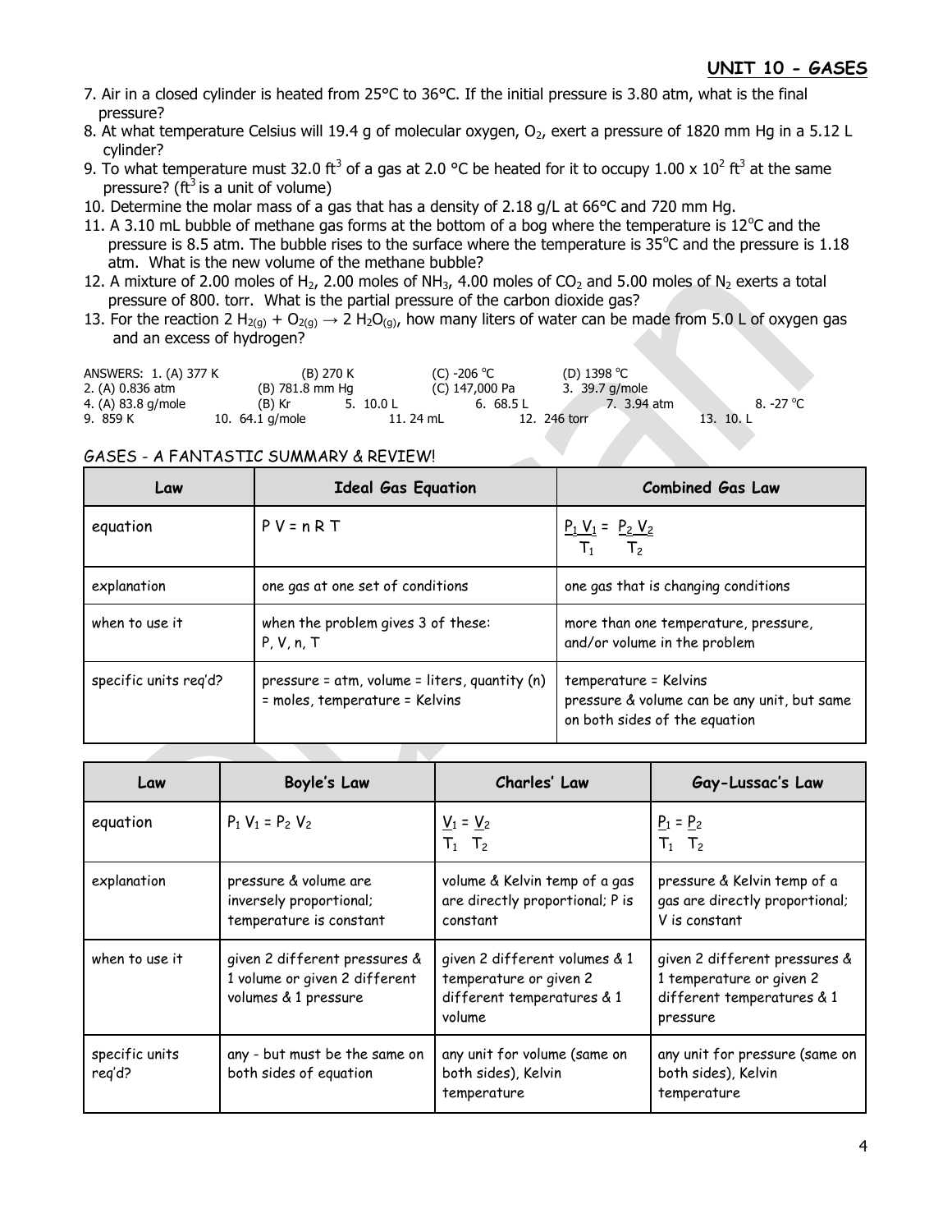## UNIT 10 - GASES

7. Air in a closed cylinder is heated from 25°C to 36°C. If the initial pressure is 3.80 atm, what is the final pressure?
8. At what temperature Celsius will 19.4 g of molecular oxygen, $O_2$, exert a pressure of 1820 mm Hg in a 5.12 L cylinder?
9. To what temperature must 32.0 $ft^3$ of a gas at 2.0 °C be heated for it to occupy $1.00 \times 10^2$ $ft^3$ at the same pressure? ($ft^3$ is a unit of volume)
10. Determine the molar mass of a gas that has a density of 2.18 g/L at 66°C and 720 mm Hg.
11. A 3.10 mL bubble of methane gas forms at the bottom of a bog where the temperature is 12°C and the pressure is 8.5 atm. The bubble rises to the surface where the temperature is 35°C and the pressure is 1.18 atm. What is the new volume of the methane bubble?
12. A mixture of 2.00 moles of $H_2$, 2.00 moles of $NH_3$, 4.00 moles of $CO_2$ and 5.00 moles of $N_2$ exerts a total pressure of 800. torr. What is the partial pressure of the carbon dioxide gas?
13. For the reaction $2\ H_{2(g)} + O_{2(g)} \rightarrow 2\ H_2O_{(g)}$, how many liters of water can be made from 5.0 L of oxygen gas and an excess of hydrogen?

ANSWERS: 1. (A) 377 K (B) 270 K (C) -206 °C (D) 1398 °C
2. (A) 0.836 atm (B) 781.8 mm Hg (C) 147,000 Pa 3. 39.7 g/mole
4. (A) 83.8 g/mole (B) Kr 5. 10.0 L 6. 68.5 L 7. 3.94 atm 8. -27 °C
9. 859 K 10. 64.1 g/mole 11. 24 mL 12. 246 torr 13. 10. L

GASES - A FANTASTIC SUMMARY & REVIEW!

| Law | Ideal Gas Equation | Combined Gas Law |
|---|---|---|
| equation | $PV = nRT$ | $\frac{P_1 V_1}{T_1} = \frac{P_2 V_2}{T_2}$ |
| explanation | one gas at one set of conditions | one gas that is changing conditions |
| when to use it | when the problem gives 3 of these: P, V, n, T | more than one temperature, pressure, and/or volume in the problem |
| specific units req'd? | pressure = atm, volume = liters, quantity (n) = moles, temperature = Kelvins | temperature = Kelvins<br>pressure & volume can be any unit, but same on both sides of the equation |

| Law | Boyle's Law | Charles' Law | Gay-Lussac's Law |
|---|---|---|---|
| equation | $P_1 V_1 = P_2 V_2$ | $\frac{V_1}{T_1} = \frac{V_2}{T_2}$ | $\frac{P_1}{T_1} = \frac{P_2}{T_2}$ |
| explanation | pressure & volume are inversely proportional; temperature is constant | volume & Kelvin temp of a gas are directly proportional; P is constant | pressure & Kelvin temp of a gas are directly proportional; V is constant |
| when to use it | given 2 different pressures & 1 volume or given 2 different volumes & 1 pressure | given 2 different volumes & 1 temperature or given 2 different temperatures & 1 volume | given 2 different pressures & 1 temperature or given 2 different temperatures & 1 pressure |
| specific units req'd? | any - but must be the same on both sides of equation | any unit for volume (same on both sides), Kelvin temperature | any unit for pressure (same on both sides), Kelvin temperature |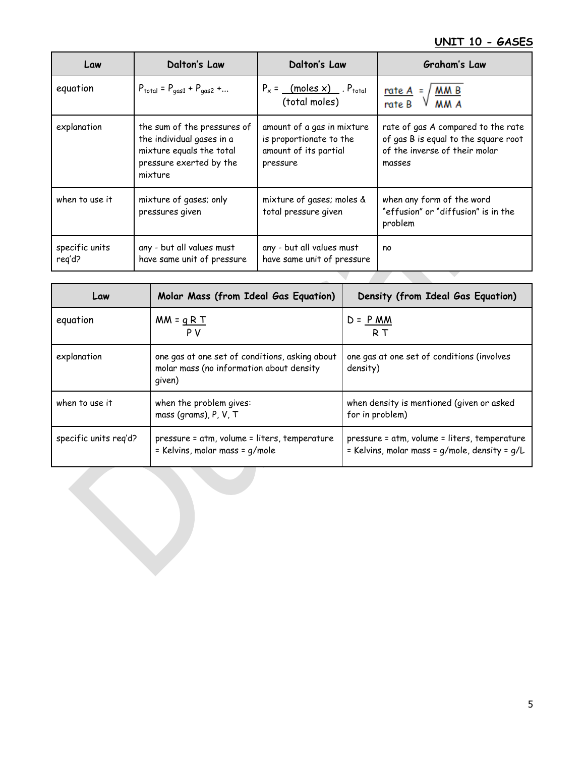## UNIT 10 - GASES

| Law | Dalton's Law | Dalton's Law | Graham's Law |
| --- | --- | --- | --- |
| equation | $P_{total} = P_{gas1} + P_{gas2} + ...$ | $P_x = \frac{\text{(moles x)}}{\text{(total moles)}} \cdot P_{total}$ | $\frac{\text{rate A}}{\text{rate B}} = \sqrt{\frac{\text{MM B}}{\text{MM A}}}$ |
| explanation | the sum of the pressures of the individual gases in a mixture equals the total pressure exerted by the mixture | amount of a gas in mixture is proportionate to the amount of its partial pressure | rate of gas A compared to the rate of gas B is equal to the square root of the inverse of their molar masses |
| when to use it | mixture of gases; only pressures given | mixture of gases; moles & total pressure given | when any form of the word "effusion" or "diffusion" is in the problem |
| specific units req'd? | any - but all values must have same unit of pressure | any - but all values must have same unit of pressure | no |

| Law | Molar Mass (from Ideal Gas Equation) | Density (from Ideal Gas Equation) |
| --- | --- | --- |
| equation | $MM = \frac{g\,R\,T}{P\,V}$ | $D = \frac{P\,MM}{R\,T}$ |
| explanation | one gas at one set of conditions, asking about molar mass (no information about density given) | one gas at one set of conditions (involves density) |
| when to use it | when the problem gives: mass (grams), P, V, T | when density is mentioned (given or asked for in problem) |
| specific units req'd? | pressure = atm, volume = liters, temperature = Kelvins, molar mass = g/mole | pressure = atm, volume = liters, temperature = Kelvins, molar mass = g/mole, density = g/L |